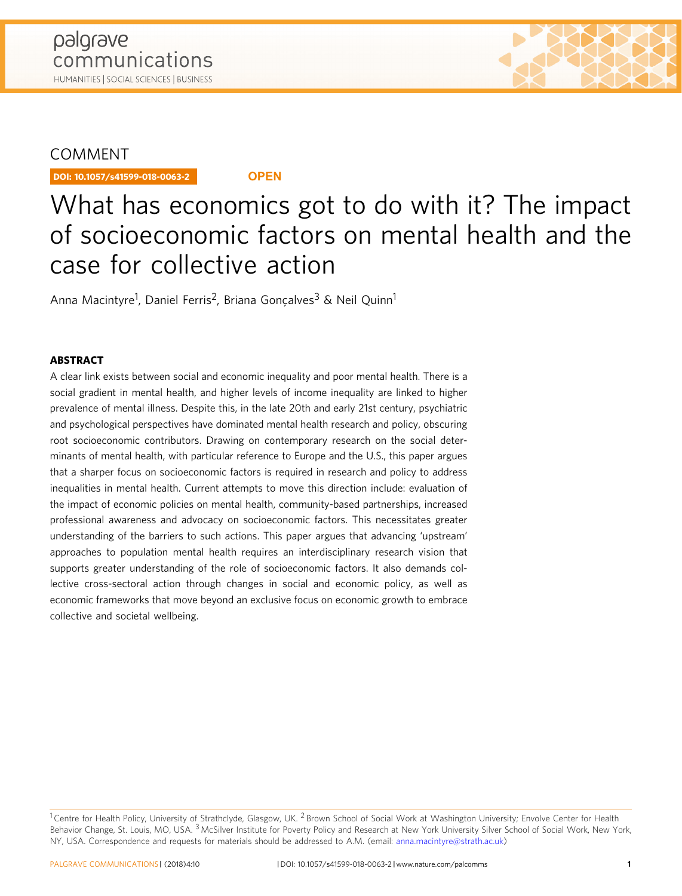COMMENT

DOI: 10.1057/s41599-018-0063-2 OPEN

# What has economics got to do with it? The impact of socioeconomic factors on mental health and the case for collective action

Anna Macintyre[1], Daniel Ferris[2], Briana Gonçalves[3] & Neil Quinn[1]

**ABSTRACT**

A clear link exists between social and economic inequality and poor mental health. There is a social gradient in mental health, and higher levels of income inequality are linked to higher prevalence of mental illness. Despite this, in the late 20th and early 21st century, psychiatric and psychological perspectives have dominated mental health research and policy, obscuring root socioeconomic contributors. Drawing on contemporary research on the social determinants of mental health, with particular reference to Europe and the U.S., this paper argues that a sharper focus on socioeconomic factors is required in research and policy to address inequalities in mental health. Current attempts to move this direction include: evaluation of the impact of economic policies on mental health, community-based partnerships, increased professional awareness and advocacy on socioeconomic factors. This necessitates greater understanding of the barriers to such actions. This paper argues that advancing 'upstream' approaches to population mental health requires an interdisciplinary research vision that supports greater understanding of the role of socioeconomic factors. It also demands collective cross-sectoral action through changes in social and economic policy, as well as economic frameworks that move beyond an exclusive focus on economic growth to embrace collective and societal wellbeing.

[1] Centre for Health Policy, University of Strathclyde, Glasgow, UK. [2] Brown School of Social Work at Washington University; Envolve Center for Health Behavior Change, St. Louis, MO, USA. [3] McSilver Institute for Poverty Policy and Research at New York University Silver School of Social Work, New York, NY, USA. Correspondence and requests for materials should be addressed to A.M. (email: anna.macintyre@strath.ac.uk)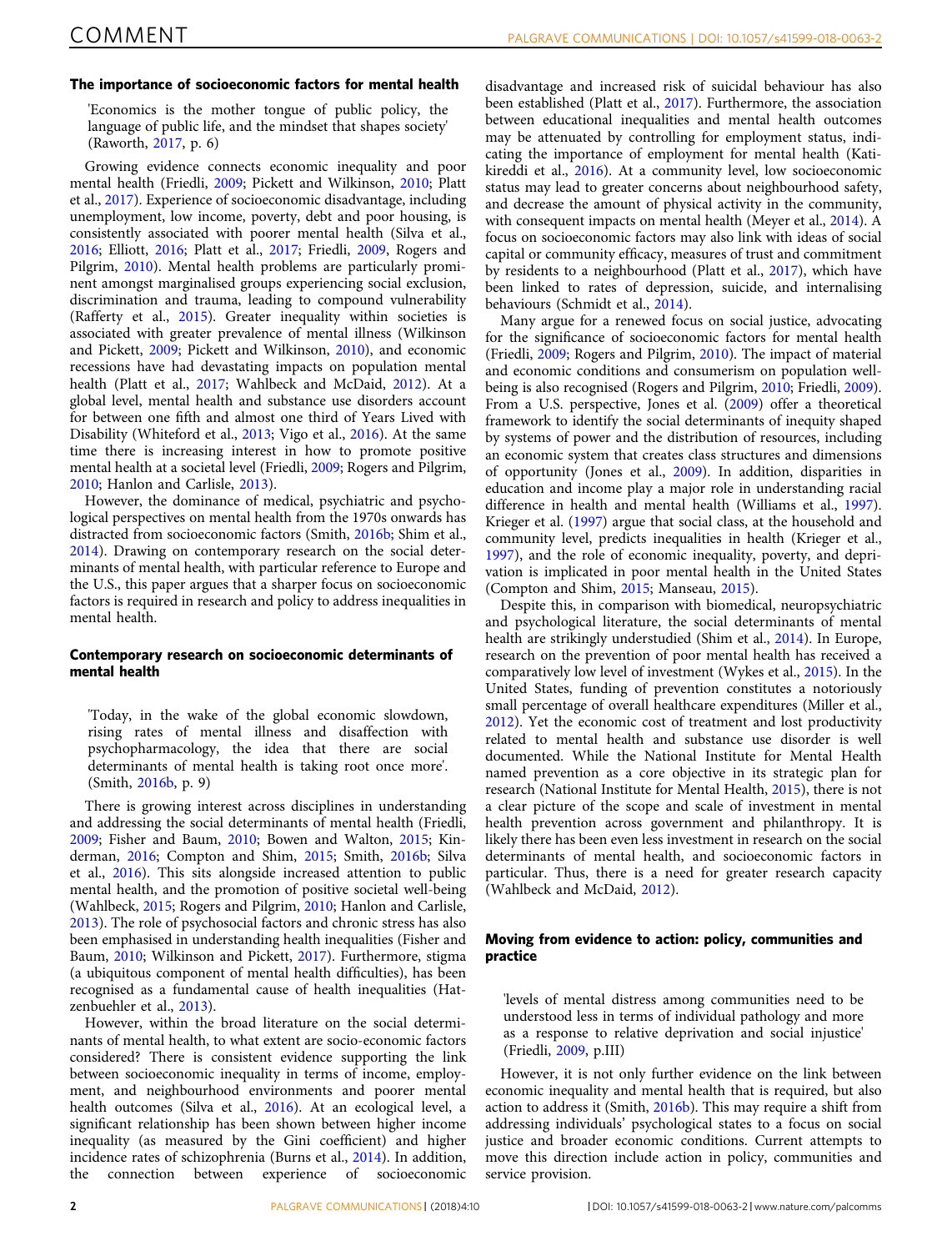## The importance of socioeconomic factors for mental health

> 'Economics is the mother tongue of public policy, the language of public life, and the mindset that shapes society' (Raworth, 2017, p. 6)

Growing evidence connects economic inequality and poor mental health (Friedli, 2009; Pickett and Wilkinson, 2010; Platt et al., 2017). Experience of socioeconomic disadvantage, including unemployment, low income, poverty, debt and poor housing, is consistently associated with poorer mental health (Silva et al., 2016; Elliott, 2016; Platt et al., 2017; Friedli, 2009, Rogers and Pilgrim, 2010). Mental health problems are particularly prominent amongst marginalised groups experiencing social exclusion, discrimination and trauma, leading to compound vulnerability (Rafferty et al., 2015). Greater inequality within societies is associated with greater prevalence of mental illness (Wilkinson and Pickett, 2009; Pickett and Wilkinson, 2010), and economic recessions have had devastating impacts on population mental health (Platt et al., 2017; Wahlbeck and McDaid, 2012). At a global level, mental health and substance use disorders account for between one fifth and almost one third of Years Lived with Disability (Whiteford et al., 2013; Vigo et al., 2016). At the same time there is increasing interest in how to promote positive mental health at a societal level (Friedli, 2009; Rogers and Pilgrim, 2010; Hanlon and Carlisle, 2013).

However, the dominance of medical, psychiatric and psychological perspectives on mental health from the 1970s onwards has distracted from socioeconomic factors (Smith, 2016b; Shim et al., 2014). Drawing on contemporary research on the social determinants of mental health, with particular reference to Europe and the U.S., this paper argues that a sharper focus on socioeconomic factors is required in research and policy to address inequalities in mental health.

## Contemporary research on socioeconomic determinants of mental health

> 'Today, in the wake of the global economic slowdown, rising rates of mental illness and disaffection with psychopharmacology, the idea that there are social determinants of mental health is taking root once more'. (Smith, 2016b, p. 9)

There is growing interest across disciplines in understanding and addressing the social determinants of mental health (Friedli, 2009; Fisher and Baum, 2010; Bowen and Walton, 2015; Kinderman, 2016; Compton and Shim, 2015; Smith, 2016b; Silva et al., 2016). This sits alongside increased attention to public mental health, and the promotion of positive societal well-being (Wahlbeck, 2015; Rogers and Pilgrim, 2010; Hanlon and Carlisle, 2013). The role of psychosocial factors and chronic stress has also been emphasised in understanding health inequalities (Fisher and Baum, 2010; Wilkinson and Pickett, 2017). Furthermore, stigma (a ubiquitous component of mental health difficulties), has been recognised as a fundamental cause of health inequalities (Hatzenbuehler et al., 2013).

However, within the broad literature on the social determinants of mental health, to what extent are socio-economic factors considered? There is consistent evidence supporting the link between socioeconomic inequality in terms of income, employment, and neighbourhood environments and poorer mental health outcomes (Silva et al., 2016). At an ecological level, a significant relationship has been shown between higher income inequality (as measured by the Gini coefficient) and higher incidence rates of schizophrenia (Burns et al., 2014). In addition, the connection between experience of socioeconomic disadvantage and increased risk of suicidal behaviour has also been established (Platt et al., 2017). Furthermore, the association between educational inequalities and mental health outcomes may be attenuated by controlling for employment status, indicating the importance of employment for mental health (Katikireddi et al., 2016). At a community level, low socioeconomic status may lead to greater concerns about neighbourhood safety, and decrease the amount of physical activity in the community, with consequent impacts on mental health (Meyer et al., 2014). A focus on socioeconomic factors may also link with ideas of social capital or community efficacy, measures of trust and commitment by residents to a neighbourhood (Platt et al., 2017), which have been linked to rates of depression, suicide, and internalising behaviours (Schmidt et al., 2014).

Many argue for a renewed focus on social justice, advocating for the significance of socioeconomic factors for mental health (Friedli, 2009; Rogers and Pilgrim, 2010). The impact of material and economic conditions and consumerism on population well-being is also recognised (Rogers and Pilgrim, 2010; Friedli, 2009). From a U.S. perspective, Jones et al. (2009) offer a theoretical framework to identify the social determinants of inequity shaped by systems of power and the distribution of resources, including an economic system that creates class structures and dimensions of opportunity (Jones et al., 2009). In addition, disparities in education and income play a major role in understanding racial difference in health and mental health (Williams et al., 1997). Krieger et al. (1997) argue that social class, at the household and community level, predicts inequalities in health (Krieger et al., 1997), and the role of economic inequality, poverty, and deprivation is implicated in poor mental health in the United States (Compton and Shim, 2015; Manseau, 2015).

Despite this, in comparison with biomedical, neuropsychiatric and psychological literature, the social determinants of mental health are strikingly understudied (Shim et al., 2014). In Europe, research on the prevention of poor mental health has received a comparatively low level of investment (Wykes et al., 2015). In the United States, funding of prevention constitutes a notoriously small percentage of overall healthcare expenditures (Miller et al., 2012). Yet the economic cost of treatment and lost productivity related to mental health and substance use disorder is well documented. While the National Institute for Mental Health named prevention as a core objective in its strategic plan for research (National Institute for Mental Health, 2015), there is not a clear picture of the scope and scale of investment in mental health prevention across government and philanthropy. It is likely there has been even less investment in research on the social determinants of mental health, and socioeconomic factors in particular. Thus, there is a need for greater research capacity (Wahlbeck and McDaid, 2012).

## Moving from evidence to action: policy, communities and practice

> 'levels of mental distress among communities need to be understood less in terms of individual pathology and more as a response to relative deprivation and social injustice' (Friedli, 2009, p.III)

However, it is not only further evidence on the link between economic inequality and mental health that is required, but also action to address it (Smith, 2016b). This may require a shift from addressing individuals' psychological states to a focus on social justice and broader economic conditions. Current attempts to move this direction include action in policy, communities and service provision.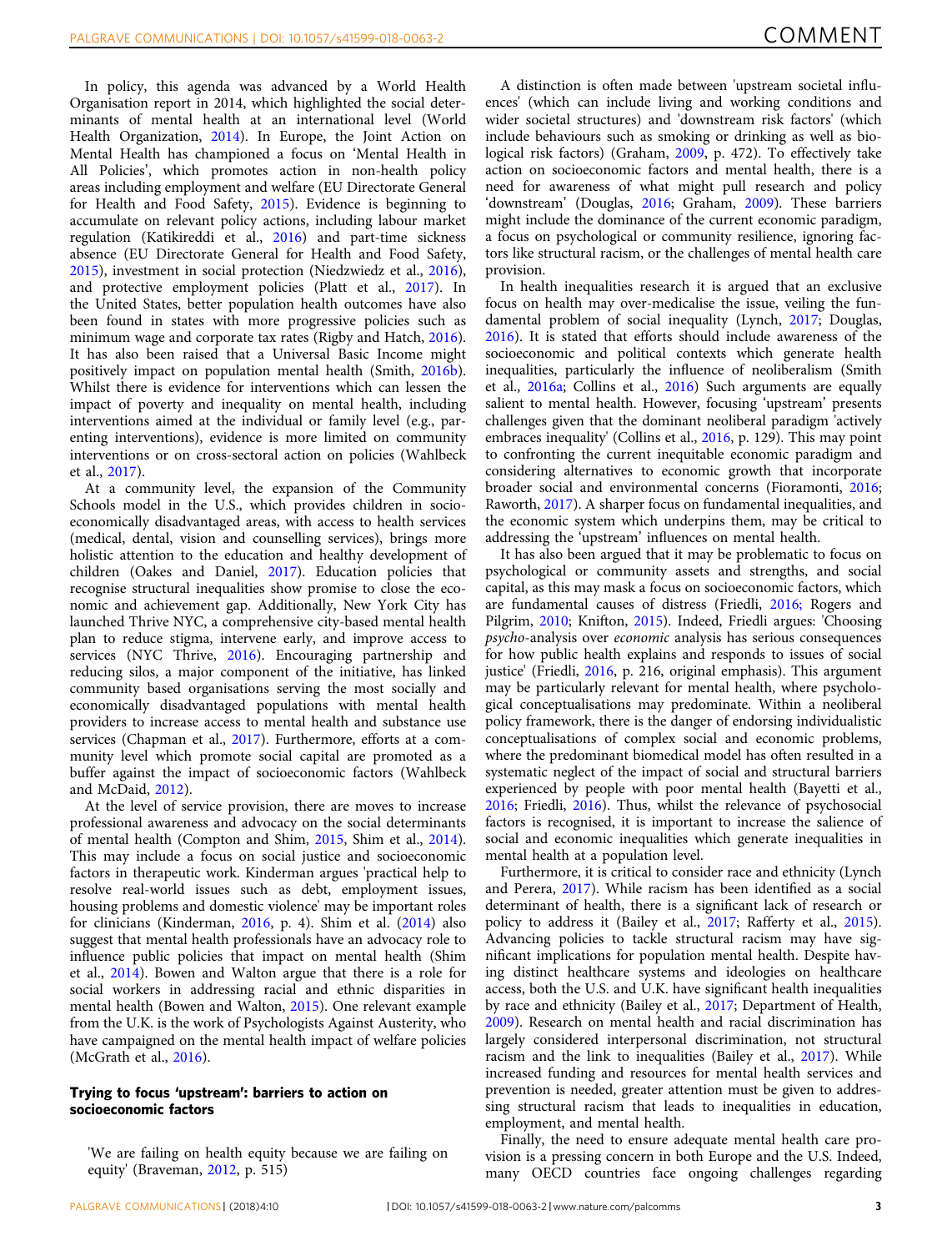In policy, this agenda was advanced by a World Health Organisation report in 2014, which highlighted the social determinants of mental health at an international level (World Health Organization, 2014). In Europe, the Joint Action on Mental Health has championed a focus on 'Mental Health in All Policies', which promotes action in non-health policy areas including employment and welfare (EU Directorate General for Health and Food Safety, 2015). Evidence is beginning to accumulate on relevant policy actions, including labour market regulation (Katikireddi et al., 2016) and part-time sickness absence (EU Directorate General for Health and Food Safety, 2015), investment in social protection (Niedzwiedz et al., 2016), and protective employment policies (Platt et al., 2017). In the United States, better population health outcomes have also been found in states with more progressive policies such as minimum wage and corporate tax rates (Rigby and Hatch, 2016). It has also been raised that a Universal Basic Income might positively impact on population mental health (Smith, 2016b). Whilst there is evidence for interventions which can lessen the impact of poverty and inequality on mental health, including interventions aimed at the individual or family level (e.g., parenting interventions), evidence is more limited on community interventions or on cross-sectoral action on policies (Wahlbeck et al., 2017).

At a community level, the expansion of the Community Schools model in the U.S., which provides children in socio-economically disadvantaged areas, with access to health services (medical, dental, vision and counselling services), brings more holistic attention to the education and healthy development of children (Oakes and Daniel, 2017). Education policies that recognise structural inequalities show promise to close the economic and achievement gap. Additionally, New York City has launched Thrive NYC, a comprehensive city-based mental health plan to reduce stigma, intervene early, and improve access to services (NYC Thrive, 2016). Encouraging partnership and reducing silos, a major component of the initiative, has linked community based organisations serving the most socially and economically disadvantaged populations with mental health providers to increase access to mental health and substance use services (Chapman et al., 2017). Furthermore, efforts at a community level which promote social capital are promoted as a buffer against the impact of socioeconomic factors (Wahlbeck and McDaid, 2012).

At the level of service provision, there are moves to increase professional awareness and advocacy on the social determinants of mental health (Compton and Shim, 2015, Shim et al., 2014). This may include a focus on social justice and socioeconomic factors in therapeutic work. Kinderman argues 'practical help to resolve real-world issues such as debt, employment issues, housing problems and domestic violence' may be important roles for clinicians (Kinderman, 2016, p. 4). Shim et al. (2014) also suggest that mental health professionals have an advocacy role to influence public policies that impact on mental health (Shim et al., 2014). Bowen and Walton argue that there is a role for social workers in addressing racial and ethnic disparities in mental health (Bowen and Walton, 2015). One relevant example from the U.K. is the work of Psychologists Against Austerity, who have campaigned on the mental health impact of welfare policies (McGrath et al., 2016).

## Trying to focus 'upstream': barriers to action on socioeconomic factors

> 'We are failing on health equity because we are failing on equity' (Braveman, 2012, p. 515)

A distinction is often made between 'upstream societal influences' (which can include living and working conditions and wider societal structures) and 'downstream risk factors' (which include behaviours such as smoking or drinking as well as biological risk factors) (Graham, 2009, p. 472). To effectively take action on socioeconomic factors and mental health, there is a need for awareness of what might pull research and policy 'downstream' (Douglas, 2016; Graham, 2009). These barriers might include the dominance of the current economic paradigm, a focus on psychological or community resilience, ignoring factors like structural racism, or the challenges of mental health care provision.

In health inequalities research it is argued that an exclusive focus on health may over-medicalise the issue, veiling the fundamental problem of social inequality (Lynch, 2017; Douglas, 2016). It is stated that efforts should include awareness of the socioeconomic and political contexts which generate health inequalities, particularly the influence of neoliberalism (Smith et al., 2016a; Collins et al., 2016) Such arguments are equally salient to mental health. However, focusing 'upstream' presents challenges given that the dominant neoliberal paradigm 'actively embraces inequality' (Collins et al., 2016, p. 129). This may point to confronting the current inequitable economic paradigm and considering alternatives to economic growth that incorporate broader social and environmental concerns (Fioramonti, 2016; Raworth, 2017). A sharper focus on fundamental inequalities, and the economic system which underpins them, may be critical to addressing the 'upstream' influences on mental health.

It has also been argued that it may be problematic to focus on psychological or community assets and strengths, and social capital, as this may mask a focus on socioeconomic factors, which are fundamental causes of distress (Friedli, 2016; Rogers and Pilgrim, 2010; Knifton, 2015). Indeed, Friedli argues: 'Choosing *psycho*-analysis over *economic* analysis has serious consequences for how public health explains and responds to issues of social justice' (Friedli, 2016, p. 216, original emphasis). This argument may be particularly relevant for mental health, where psychological conceptualisations may predominate. Within a neoliberal policy framework, there is the danger of endorsing individualistic conceptualisations of complex social and economic problems, where the predominant biomedical model has often resulted in a systematic neglect of the impact of social and structural barriers experienced by people with poor mental health (Bayetti et al., 2016; Friedli, 2016). Thus, whilst the relevance of psychosocial factors is recognised, it is important to increase the salience of social and economic inequalities which generate inequalities in mental health at a population level.

Furthermore, it is critical to consider race and ethnicity (Lynch and Perera, 2017). While racism has been identified as a social determinant of health, there is a significant lack of research or policy to address it (Bailey et al., 2017; Rafferty et al., 2015). Advancing policies to tackle structural racism may have significant implications for population mental health. Despite having distinct healthcare systems and ideologies on healthcare access, both the U.S. and U.K. have significant health inequalities by race and ethnicity (Bailey et al., 2017; Department of Health, 2009). Research on mental health and racial discrimination has largely considered interpersonal discrimination, not structural racism and the link to inequalities (Bailey et al., 2017). While increased funding and resources for mental health services and prevention is needed, greater attention must be given to addressing structural racism that leads to inequalities in education, employment, and mental health.

Finally, the need to ensure adequate mental health care provision is a pressing concern in both Europe and the U.S. Indeed, many OECD countries face ongoing challenges regarding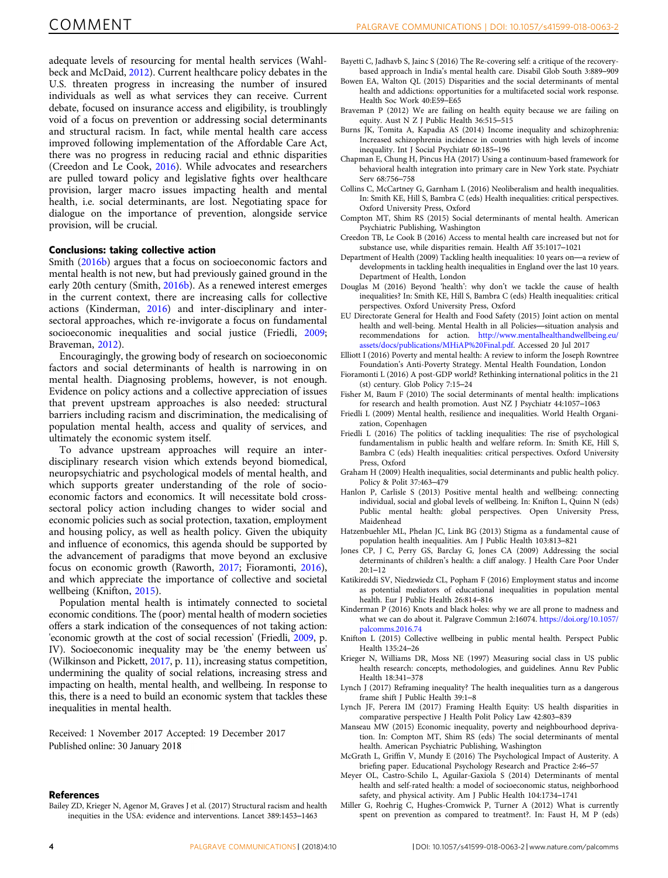adequate levels of resourcing for mental health services (Wahlbeck and McDaid, 2012). Current healthcare policy debates in the U.S. threaten progress in increasing the number of insured individuals as well as what services they can receive. Current debate, focused on insurance access and eligibility, is troublingly void of a focus on prevention or addressing social determinants and structural racism. In fact, while mental health care access improved following implementation of the Affordable Care Act, there was no progress in reducing racial and ethnic disparities (Creedon and Le Cook, 2016). While advocates and researchers are pulled toward policy and legislative fights over healthcare provision, larger macro issues impacting health and mental health, i.e. social determinants, are lost. Negotiating space for dialogue on the importance of prevention, alongside service provision, will be crucial.

## Conclusions: taking collective action

Smith (2016b) argues that a focus on socioeconomic factors and mental health is not new, but had previously gained ground in the early 20th century (Smith, 2016b). As a renewed interest emerges in the current context, there are increasing calls for collective actions (Kinderman, 2016) and inter-disciplinary and inter-sectoral approaches, which re-invigorate a focus on fundamental socioeconomic inequalities and social justice (Friedli, 2009; Braveman, 2012).

Encouragingly, the growing body of research on socioeconomic factors and social determinants of health is narrowing in on mental health. Diagnosing problems, however, is not enough. Evidence on policy actions and a collective appreciation of issues that prevent upstream approaches is also needed: structural barriers including racism and discrimination, the medicalising of population mental health, access and quality of services, and ultimately the economic system itself.

To advance upstream approaches will require an inter-disciplinary research vision which extends beyond biomedical, neuropsychiatric and psychological models of mental health, and which supports greater understanding of the role of socioeconomic factors and economics. It will necessitate bold cross-sectoral policy action including changes to wider social and economic policies such as social protection, taxation, employment and housing policy, as well as health policy. Given the ubiquity and influence of economics, this agenda should be supported by the advancement of paradigms that move beyond an exclusive focus on economic growth (Raworth, 2017; Fioramonti, 2016), and which appreciate the importance of collective and societal wellbeing (Knifton, 2015).

Population mental health is intimately connected to societal economic conditions. The (poor) mental health of modern societies offers a stark indication of the consequences of not taking action: 'economic growth at the cost of social recession' (Friedli, 2009, p. IV). Socioeconomic inequality may be 'the enemy between us' (Wilkinson and Pickett, 2017, p. 11), increasing status competition, undermining the quality of social relations, increasing stress and impacting on health, mental health, and wellbeing. In response to this, there is a need to build an economic system that tackles these inequalities in mental health.

Received: 1 November 2017 Accepted: 19 December 2017
Published online: 30 January 2018

## References

Bailey ZD, Krieger N, Agenor M, Graves J et al. (2017) Structural racism and health inequities in the USA: evidence and interventions. Lancet 389:1453–1463

Bayetti C, Jadhavb S, Jaincs S (2016) The Re-covering self: a critique of the recovery-based approach in India's mental health care. Disabil Glob South 3:889–909

Bowen EA, Walton QL (2015) Disparities and the social determinants of mental health and addictions: opportunities for a multifaceted social work response. Health Soc Work 40:E59–E65

Braveman P (2012) We are failing on health equity because we are failing on equity. Aust N Z J Public Health 36:515–515

Burns JK, Tomita A, Kapadia AS (2014) Income inequality and schizophrenia: Increased schizophrenia incidence in countries with high levels of income inequality. Int J Social Psychiatr 60:185–196

Chapman E, Chung H, Pincus HA (2017) Using a continuum-based framework for behavioral health integration into primary care in New York state. Psychiatr Serv 68:756–758

Collins C, McCartney G, Garnham L (2016) Neoliberalism and health inequalities. In: Smith KE, Hill S, Bambra C (eds) Health inequalities: critical perspectives. Oxford University Press, Oxford

Compton MT, Shim RS (2015) Social determinants of mental health. American Psychiatric Publishing, Washington

Creedon TB, Le Cook B (2016) Access to mental health care increased but not for substance use, while disparities remain. Health Aff 35:1017–1021

Department of Health (2009) Tackling health inequalities: 10 years on—a review of developments in tackling health inequalities in England over the last 10 years. Department of Health, London

Douglas M (2016) Beyond 'health': why don't we tackle the cause of health inequalities? In: Smith KE, Hill S, Bambra C (eds) Health inequalities: critical perspectives. Oxford University Press, Oxford

EU Directorate General for Health and Food Safety (2015) Joint action on mental health and well-being. Mental Health in all Policies—situation analysis and recommendations for action. http://www.mentalhealthandwellbeing.eu/assets/docs/publications/MHiAP%20Final.pdf. Accessed 20 Jul 2017

Elliott I (2016) Poverty and mental health: A review to inform the Joseph Rowntree Foundation's Anti-Poverty Strategy. Mental Health Foundation, London

Fioramonti L (2016) A post-GDP world? Rethinking international politics in the 21 (st) century. Glob Policy 7:15–24

Fisher M, Baum F (2010) The social determinants of mental health: implications for research and health promotion. Aust NZ J Psychiatr 44:1057–1063

Friedli L (2009) Mental health, resilience and inequalities. World Health Organization, Copenhagen

Friedli L (2016) The politics of tackling inequalities: The rise of psychological fundamentalism in public health and welfare reform. In: Smith KE, Hill S, Bambra C (eds) Health inequalities: critical perspectives. Oxford University Press, Oxford

Graham H (2009) Health inequalities, social determinants and public health policy. Policy & Polit 37:463–479

Hanlon P, Carlisle S (2013) Positive mental health and wellbeing: connecting individual, social and global levels of wellbeing. In: Knifton L, Quinn N (eds) Public mental health: global perspectives. Open University Press, Maidenhead

Hatzenbuehler ML, Phelan JC, Link BG (2013) Stigma as a fundamental cause of population health inequalities. Am J Public Health 103:813–821

Jones CP, J C, Perry GS, Barclay G, Jones CA (2009) Addressing the social determinants of children's health: a cliff analogy. J Health Care Poor Under 20:1–12

Katikireddi SV, Niedzwiedz CL, Popham F (2016) Employment status and income as potential mediators of educational inequalities in population mental health. Eur J Public Health 26:814–816

Kinderman P (2016) Knots and black holes: why we are all prone to madness and what we can do about it. Palgrave Commun 2:16074. https://doi.org/10.1057/palcomms.2016.74

Knifton L (2015) Collective wellbeing in public mental health. Perspect Public Health 135:24–26

Krieger N, Williams DR, Moss NE (1997) Measuring social class in US public health research: concepts, methodologies, and guidelines. Annu Rev Public Health 18:341–378

Lynch J (2017) Reframing inequality? The health inequalities turn as a dangerous frame shift J Public Health 39:1–8

Lynch JF, Perera IM (2017) Framing Health Equity: US health disparities in comparative perspective J Health Polit Policy Law 42:803–839

Manseau MW (2015) Economic inequality, poverty and neighbourhood deprivation. In: Compton MT, Shim RS (eds) The social determinants of mental health. American Psychiatric Publishing, Washington

McGrath L, Griffin V, Mundy E (2016) The Psychological Impact of Austerity. A briefing paper. Educational Psychology Research and Practice 2:46–57

Meyer OL, Castro-Schilo L, Aguilar-Gaxiola S (2014) Determinants of mental health and self-rated health: a model of socioeconomic status, neighborhood safety, and physical activity. Am J Public Health 104:1734–1741

Miller G, Roehrig C, Hughes-Cromwick P, Turner A (2012) What is currently spent on prevention as compared to treatment?. In: Faust H, M P (eds)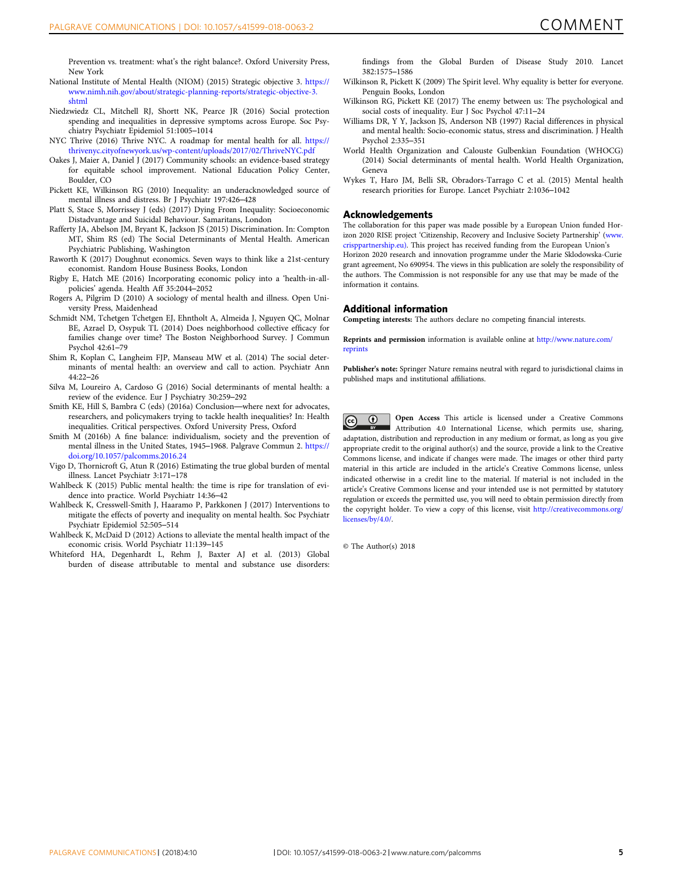Prevention vs. treatment: what's the right balance?. Oxford University Press, New York

National Institute of Mental Health (NIOM) (2015) Strategic objective 3. https://www.nimh.nih.gov/about/strategic-planning-reports/strategic-objective-3.shtml

Niedzwiedz CL, Mitchell RJ, Shortt NK, Pearce JR (2016) Social protection spending and inequalities in depressive symptoms across Europe. Soc Psychiatry Psychiatr Epidemiol 51:1005–1014

NYC Thrive (2016) Thrive NYC. A roadmap for mental health for all. https://thrivenyc.cityofnewyork.us/wp-content/uploads/2017/02/ThriveNYC.pdf

Oakes J, Maier A, Daniel J (2017) Community schools: an evidence-based strategy for equitable school improvement. National Education Policy Center, Boulder, CO

Pickett KE, Wilkinson RG (2010) Inequality: an underacknowledged source of mental illness and distress. Br J Psychiatr 197:426–428

Platt S, Stace S, Morrissey J (eds) (2017) Dying From Inequality: Socioeconomic Distadvantage and Suicidal Behaviour. Samaritans, London

Rafferty JA, Abelson JM, Bryant K, Jackson JS (2015) Discrimination. In: Compton MT, Shim RS (ed) The Social Determinants of Mental Health. American Psychiatric Publishing, Washington

Raworth K (2017) Doughnut economics. Seven ways to think like a 21st-century economist. Random House Business Books, London

Rigby E, Hatch ME (2016) Incorporating economic policy into a 'health-in-all-policies' agenda. Health Aff 35:2044–2052

Rogers A, Pilgrim D (2010) A sociology of mental health and illness. Open University Press, Maidenhead

Schmidt NM, Tchetgen Tchetgen EJ, Ehntholt A, Almeida J, Nguyen QC, Molnar BE, Azrael D, Osypuk TL (2014) Does neighborhood collective efficacy for families change over time? The Boston Neighborhood Survey. J Commun Psychol 42:61–79

Shim R, Koplan C, Langheim FJP, Manseau MW et al. (2014) The social determinants of mental health: an overview and call to action. Psychiatr Ann 44:22–26

Silva M, Loureiro A, Cardoso G (2016) Social determinants of mental health: a review of the evidence. Eur J Psychiatry 30:259–292

Smith KE, Hill S, Bambra C (eds) (2016a) Conclusion—where next for advocates, researchers, and policymakers trying to tackle health inequalities? In: Health inequalities. Critical perspectives. Oxford University Press, Oxford

Smith M (2016b) A fine balance: individualism, society and the prevention of mental illness in the United States, 1945–1968. Palgrave Commun 2. https://doi.org/10.1057/palcomms.2016.24

Vigo D, Thornicroft G, Atun R (2016) Estimating the true global burden of mental illness. Lancet Psychiatr 3:171–178

Wahlbeck K (2015) Public mental health: the time is ripe for translation of evidence into practice. World Psychiatr 14:36–42

Wahlbeck K, Cresswell-Smith J, Haaramo P, Parkkonen J (2017) Interventions to mitigate the effects of poverty and inequality on mental health. Soc Psychiatr Psychiatr Epidemiol 52:505–514

Wahlbeck K, McDaid D (2012) Actions to alleviate the mental health impact of the economic crisis. World Psychiatr 11:139–145

Whiteford HA, Degenhardt L, Rehm J, Baxter AJ et al. (2013) Global burden of disease attributable to mental and substance use disorders: findings from the Global Burden of Disease Study 2010. Lancet 382:1575–1586

Wilkinson R, Pickett K (2009) The Spirit level. Why equality is better for everyone. Penguin Books, London

Wilkinson RG, Pickett KE (2017) The enemy between us: The psychological and social costs of inequality. Eur J Soc Psychol 47:11–24

Williams DR, Y Y, Jackson JS, Anderson NB (1997) Racial differences in physical and mental health: Socio-economic status, stress and discrimination. J Health Psychol 2:335–351

World Health Organization and Calouste Gulbenkian Foundation (WHOCG) (2014) Social determinants of mental health. World Health Organization, Geneva

Wykes T, Haro JM, Belli SR, Obradors-Tarrago C et al. (2015) Mental health research priorities for Europe. Lancet Psychiatr 2:1036–1042

## Acknowledgements

The collaboration for this paper was made possible by a European Union funded Horizon 2020 RISE project 'Citizenship, Recovery and Inclusive Society Partnership' (www.crisppartnership.eu). This project has received funding from the European Union's Horizon 2020 research and innovation programme under the Marie Sklodowska-Curie grant agreement, No 690954. The views in this publication are solely the responsibility of the authors. The Commission is not responsible for any use that may be made of the information it contains.

## Additional information

**Competing interests:** The authors declare no competing financial interests.

**Reprints and permission** information is available online at http://www.nature.com/reprints

**Publisher's note:** Springer Nature remains neutral with regard to jurisdictional claims in published maps and institutional affiliations.

**Open Access** This article is licensed under a Creative Commons Attribution 4.0 International License, which permits use, sharing, adaptation, distribution and reproduction in any medium or format, as long as you give appropriate credit to the original author(s) and the source, provide a link to the Creative Commons license, and indicate if changes were made. The images or other third party material in this article are included in the article's Creative Commons license, unless indicated otherwise in a credit line to the material. If material is not included in the article's Creative Commons license and your intended use is not permitted by statutory regulation or exceeds the permitted use, you will need to obtain permission directly from the copyright holder. To view a copy of this license, visit http://creativecommons.org/licenses/by/4.0/.

© The Author(s) 2018